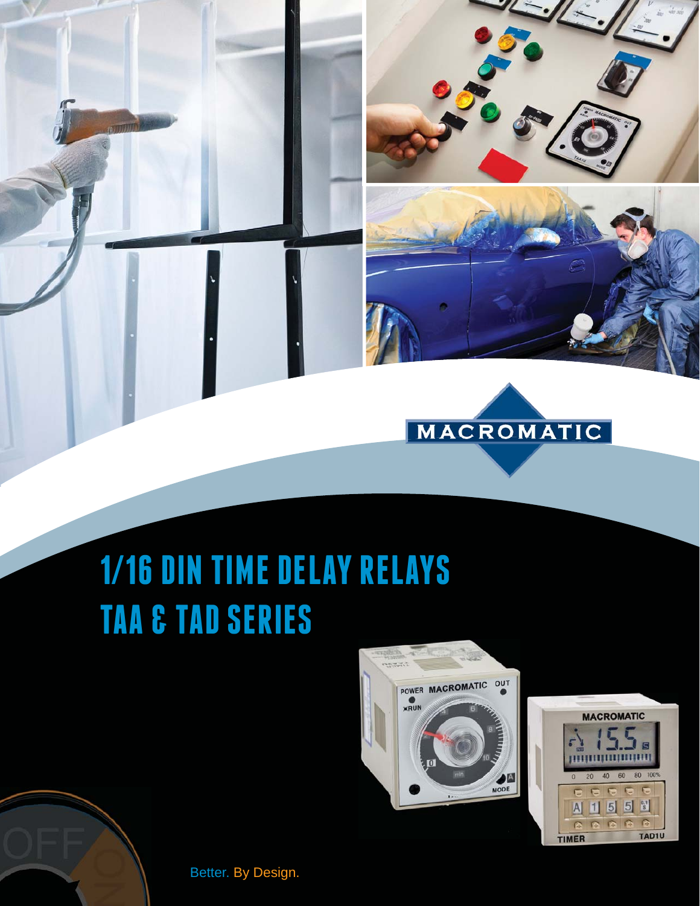MACROMATIC

# 1/16 DIN TIME DELAY RELAYS
# TAA & TAD SERIES

Better. By Design.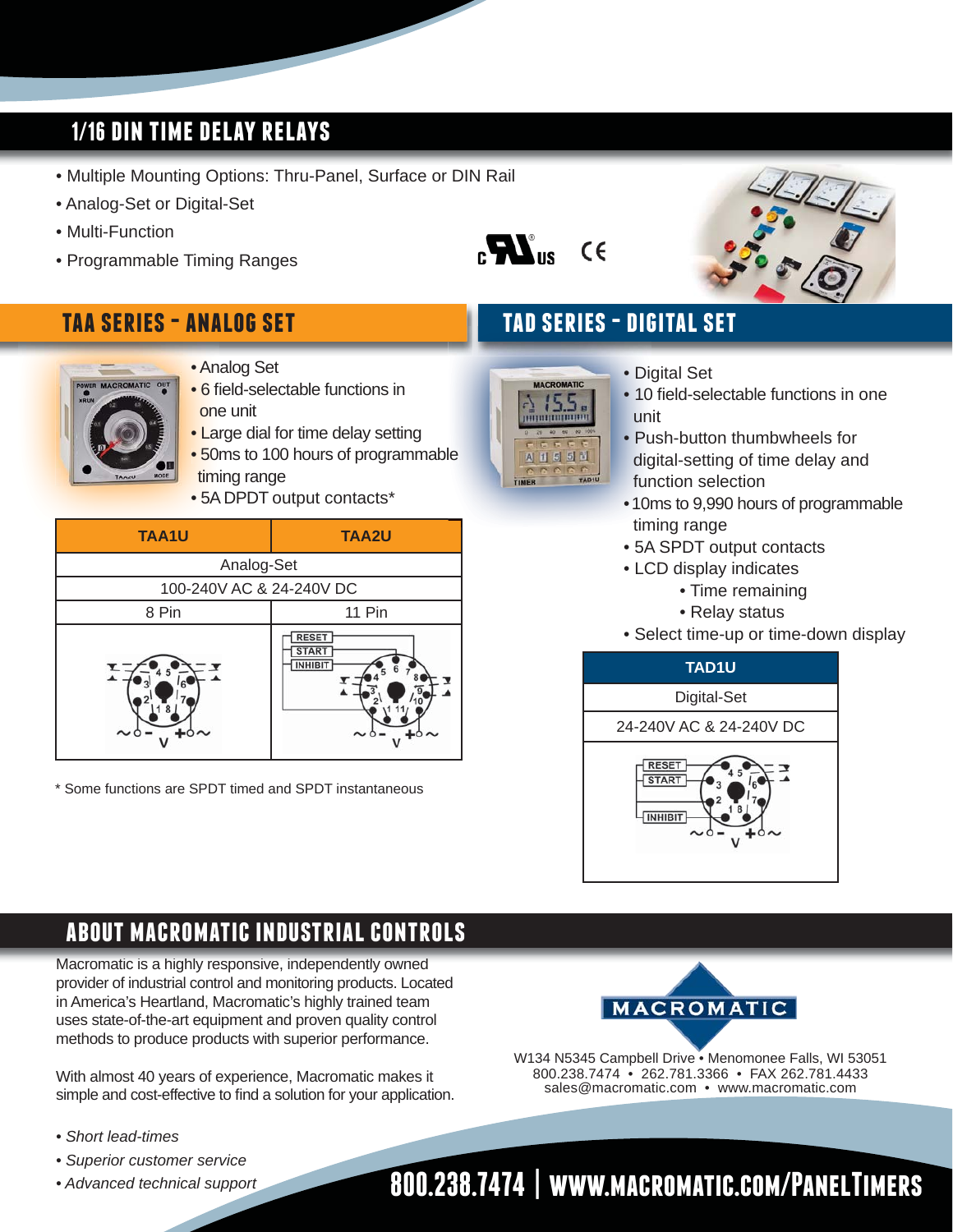## 1/16 DIN TIME DELAY RELAYS

- Multiple Mounting Options: Thru-Panel, Surface or DIN Rail
- Analog-Set or Digital-Set
- Multi-Function
- Programmable Timing Ranges

c UL us CE

## TAA SERIES - ANALOG SET

- Analog Set
- 6 field-selectable functions in one unit
- Large dial for time delay setting
- 50ms to 100 hours of programmable timing range
- 5A DPDT output contacts*

| TAA1U | TAA2U |
|---|---|
| Analog-Set | |
| 100-240V AC & 24-240V DC | |
| 8 Pin | 11 Pin |

RESET
START
INHIBIT

\* Some functions are SPDT timed and SPDT instantaneous

## TAD SERIES - DIGITAL SET

- Digital Set
- 10 field-selectable functions in one unit
- Push-button thumbwheels for digital-setting of time delay and function selection
- 10ms to 9,990 hours of programmable timing range
- 5A SPDT output contacts
- LCD display indicates
  - Time remaining
  - Relay status
- Select time-up or time-down display

| TAD1U |
|---|
| Digital-Set |
| 24-240V AC & 24-240V DC |

RESET
START
INHIBIT

## ABOUT MACROMATIC INDUSTRIAL CONTROLS

Macromatic is a highly responsive, independently owned provider of industrial control and monitoring products. Located in America's Heartland, Macromatic's highly trained team uses state-of-the-art equipment and proven quality control methods to produce products with superior performance.

With almost 40 years of experience, Macromatic makes it simple and cost-effective to find a solution for your application.

- *Short lead-times*
- *Superior customer service*
- *Advanced technical support*

MACROMATIC

W134 N5345 Campbell Drive • Menomonee Falls, WI 53051
800.238.7474 • 262.781.3366 • FAX 262.781.4433
sales@macromatic.com • www.macromatic.com

**800.238.7474 | WWW.MACROMATIC.COM/PANELTIMERS**